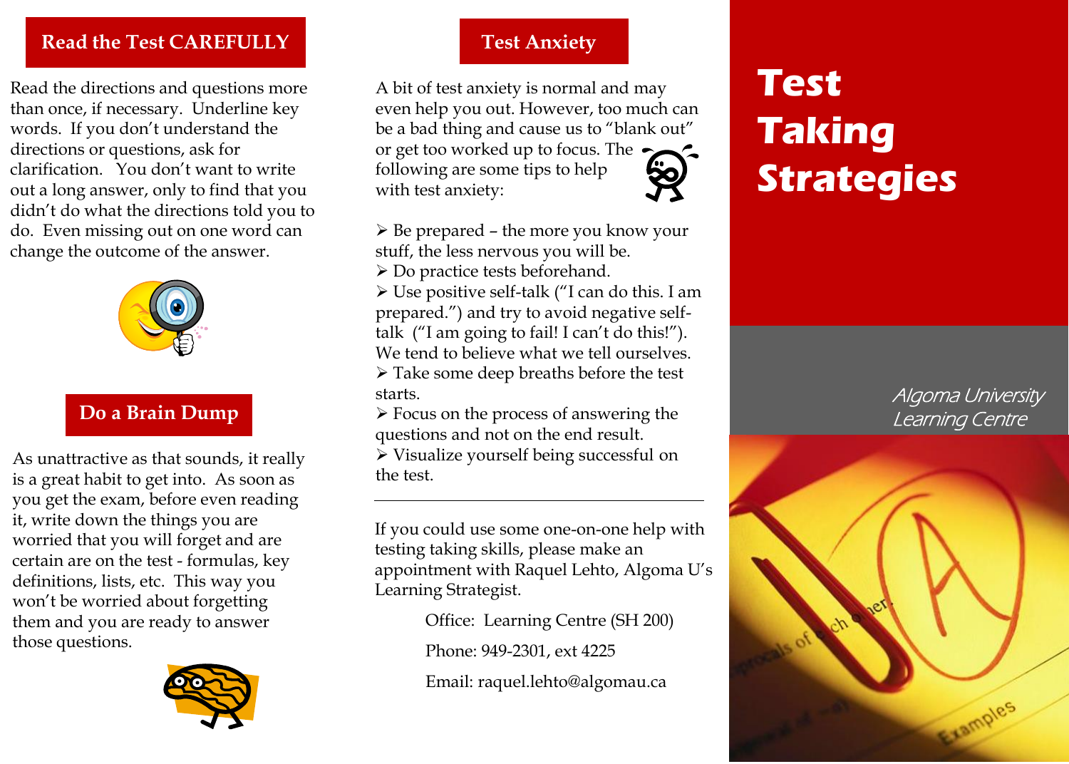## Read the Test CAREFULLY

Read the directions and questions more than once, if necessary. Underline key words. If you don't understand the directions or questions, ask for clarification. You don't want to write out a long answer, only to find that you didn't do what the directions told you to do. Even missing out on one word can change the outcome of the answer.

## Do a Brain Dump

As unattractive as that sounds, it really is a great habit to get into. As soon as you get the exam, before even reading it, write down the things you are worried that you will forget and are certain are on the test - formulas, key definitions, lists, etc. This way you won't be worried about forgetting them and you are ready to answer those questions.

## Test Anxiety

A bit of test anxiety is normal and may even help you out. However, too much can be a bad thing and cause us to "blank out" or get too worked up to focus. The following are some tips to help with test anxiety:

- Be prepared – the more you know your stuff, the less nervous you will be.
- Do practice tests beforehand.
- Use positive self-talk ("I can do this. I am prepared.") and try to avoid negative self-talk ("I am going to fail! I can't do this!"). We tend to believe what we tell ourselves.
- Take some deep breaths before the test starts.
- Focus on the process of answering the questions and not on the end result.
- Visualize yourself being successful on the test.

---

If you could use some one-on-one help with testing taking skills, please make an appointment with Raquel Lehto, Algoma U's Learning Strategist.

Office: Learning Centre (SH 200)

Phone: 949-2301, ext 4225

Email: raquel.lehto@algomau.ca

# Test Taking Strategies

*Algoma University Learning Centre*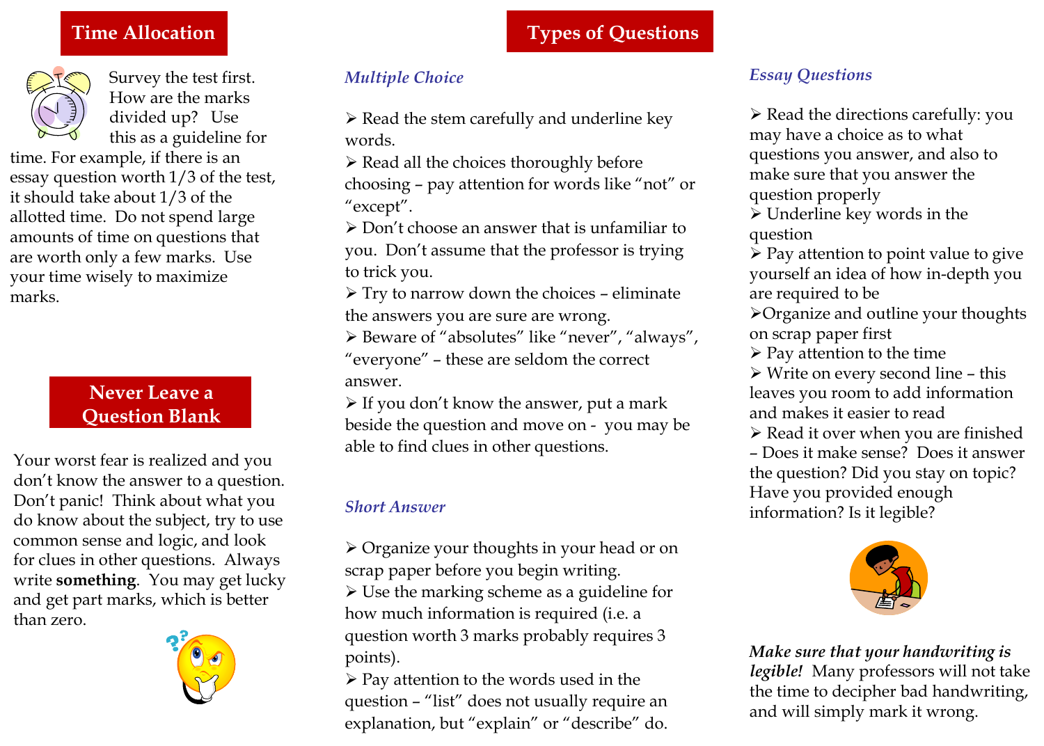## Time Allocation

Survey the test first. How are the marks divided up? Use this as a guideline for time. For example, if there is an essay question worth 1/3 of the test, it should take about 1/3 of the allotted time. Do not spend large amounts of time on questions that are worth only a few marks. Use your time wisely to maximize marks.

## Never Leave a Question Blank

Your worst fear is realized and you don't know the answer to a question. Don't panic! Think about what you do know about the subject, try to use common sense and logic, and look for clues in other questions. Always write **something**. You may get lucky and get part marks, which is better than zero.

## Types of Questions

### *Multiple Choice*

- Read the stem carefully and underline key words.
- Read all the choices thoroughly before choosing – pay attention for words like "not" or "except".
- Don't choose an answer that is unfamiliar to you. Don't assume that the professor is trying to trick you.
- Try to narrow down the choices – eliminate the answers you are sure are wrong.
- Beware of "absolutes" like "never", "always", "everyone" – these are seldom the correct answer.
- If you don't know the answer, put a mark beside the question and move on - you may be able to find clues in other questions.

### *Short Answer*

- Organize your thoughts in your head or on scrap paper before you begin writing.
- Use the marking scheme as a guideline for how much information is required (i.e. a question worth 3 marks probably requires 3 points).
- Pay attention to the words used in the question – "list" does not usually require an explanation, but "explain" or "describe" do.

### *Essay Questions*

- Read the directions carefully: you may have a choice as to what questions you answer, and also to make sure that you answer the question properly
- Underline key words in the question
- Pay attention to point value to give yourself an idea of how in-depth you are required to be
- Organize and outline your thoughts on scrap paper first
- Pay attention to the time
- Write on every second line – this leaves you room to add information and makes it easier to read
- Read it over when you are finished – Does it make sense? Does it answer the question? Did you stay on topic? Have you provided enough information? Is it legible?

***Make sure that your handwriting is legible!*** Many professors will not take the time to decipher bad handwriting, and will simply mark it wrong.